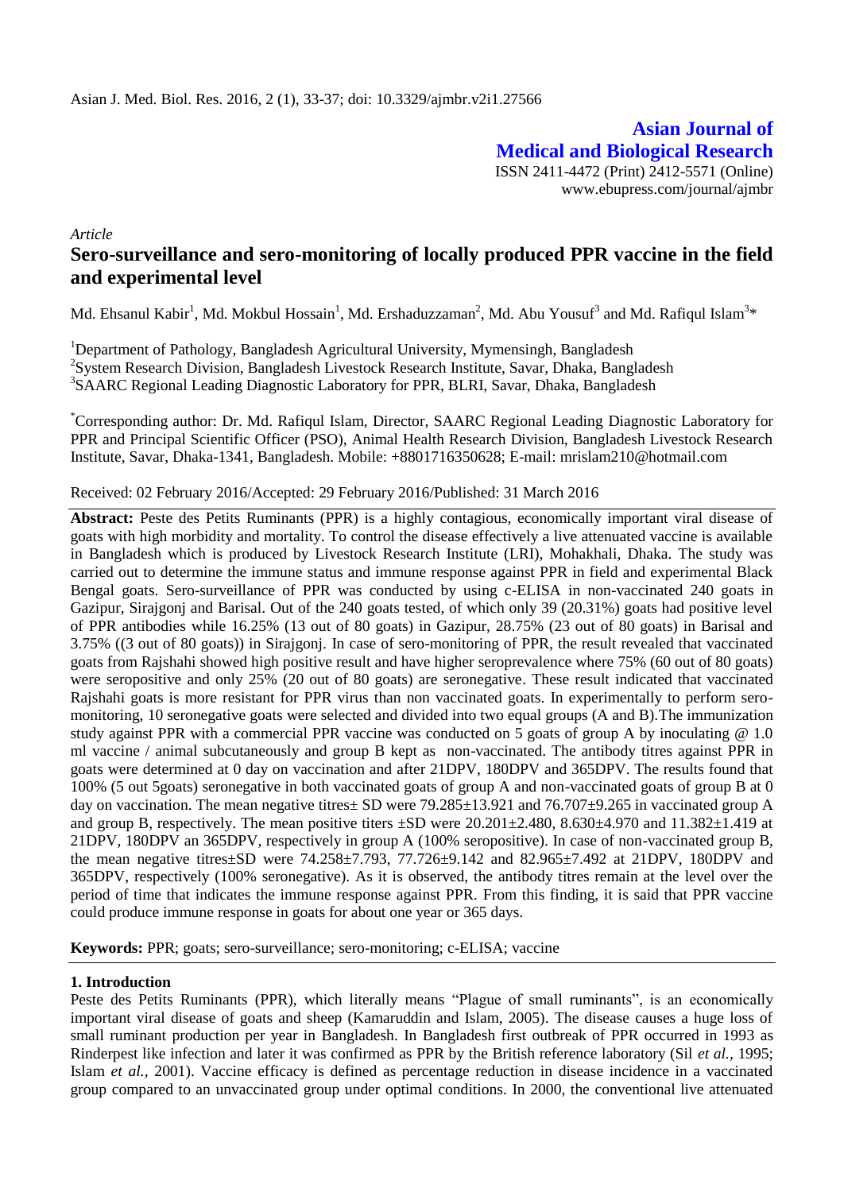Asian J. Med. Biol. Res. 2016, 2 (1), 33-37; doi: 10.3329/ajmbr.v2i1.27566

**Asian Journal of Medical and Biological Research**

ISSN 2411-4472 (Print) 2412-5571 (Online)
www.ebupress.com/journal/ajmbr

*Article*

# Sero-surveillance and sero-monitoring of locally produced PPR vaccine in the field and experimental level

Md. Ehsanul Kabir[1], Md. Mokbul Hossain[1], Md. Ershaduzzaman[2], Md. Abu Yousuf[3] and Md. Rafiqul Islam[3]*

[1]Department of Pathology, Bangladesh Agricultural University, Mymensingh, Bangladesh
[2]System Research Division, Bangladesh Livestock Research Institute, Savar, Dhaka, Bangladesh
[3]SAARC Regional Leading Diagnostic Laboratory for PPR, BLRI, Savar, Dhaka, Bangladesh

*Corresponding author: Dr. Md. Rafiqul Islam, Director, SAARC Regional Leading Diagnostic Laboratory for PPR and Principal Scientific Officer (PSO), Animal Health Research Division, Bangladesh Livestock Research Institute, Savar, Dhaka-1341, Bangladesh. Mobile: +8801716350628; E-mail: mrislam210@hotmail.com

Received: 02 February 2016/Accepted: 29 February 2016/Published: 31 March 2016

**Abstract:** Peste des Petits Ruminants (PPR) is a highly contagious, economically important viral disease of goats with high morbidity and mortality. To control the disease effectively a live attenuated vaccine is available in Bangladesh which is produced by Livestock Research Institute (LRI), Mohakhali, Dhaka. The study was carried out to determine the immune status and immune response against PPR in field and experimental Black Bengal goats. Sero-surveillance of PPR was conducted by using c-ELISA in non-vaccinated 240 goats in Gazipur, Sirajgonj and Barisal. Out of the 240 goats tested, of which only 39 (20.31%) goats had positive level of PPR antibodies while 16.25% (13 out of 80 goats) in Gazipur, 28.75% (23 out of 80 goats) in Barisal and 3.75% ((3 out of 80 goats)) in Sirajgonj. In case of sero-monitoring of PPR, the result revealed that vaccinated goats from Rajshahi showed high positive result and have higher seroprevalence where 75% (60 out of 80 goats) were seropositive and only 25% (20 out of 80 goats) are seronegative. These result indicated that vaccinated Rajshahi goats is more resistant for PPR virus than non vaccinated goats. In experimentally to perform sero-monitoring, 10 seronegative goats were selected and divided into two equal groups (A and B).The immunization study against PPR with a commercial PPR vaccine was conducted on 5 goats of group A by inoculating @ 1.0 ml vaccine / animal subcutaneously and group B kept as non-vaccinated. The antibody titres against PPR in goats were determined at 0 day on vaccination and after 21DPV, 180DPV and 365DPV. The results found that 100% (5 out 5goats) seronegative in both vaccinated goats of group A and non-vaccinated goats of group B at 0 day on vaccination. The mean negative titres± SD were 79.285±13.921 and 76.707±9.265 in vaccinated group A and group B, respectively. The mean positive titers ±SD were 20.201±2.480, 8.630±4.970 and 11.382±1.419 at 21DPV, 180DPV an 365DPV, respectively in group A (100% seropositive). In case of non-vaccinated group B, the mean negative titres±SD were 74.258±7.793, 77.726±9.142 and 82.965±7.492 at 21DPV, 180DPV and 365DPV, respectively (100% seronegative). As it is observed, the antibody titres remain at the level over the period of time that indicates the immune response against PPR. From this finding, it is said that PPR vaccine could produce immune response in goats for about one year or 365 days.

**Keywords:** PPR; goats; sero-surveillance; sero-monitoring; c-ELISA; vaccine

## 1. Introduction

Peste des Petits Ruminants (PPR), which literally means "Plague of small ruminants", is an economically important viral disease of goats and sheep (Kamaruddin and Islam, 2005). The disease causes a huge loss of small ruminant production per year in Bangladesh. In Bangladesh first outbreak of PPR occurred in 1993 as Rinderpest like infection and later it was confirmed as PPR by the British reference laboratory (Sil *et al.*, 1995; Islam *et al.*, 2001). Vaccine efficacy is defined as percentage reduction in disease incidence in a vaccinated group compared to an unvaccinated group under optimal conditions. In 2000, the conventional live attenuated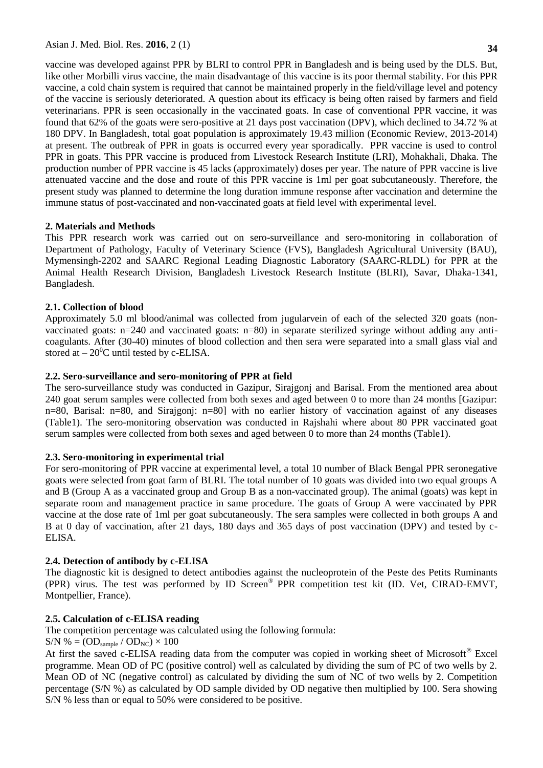vaccine was developed against PPR by BLRI to control PPR in Bangladesh and is being used by the DLS. But, like other Morbilli virus vaccine, the main disadvantage of this vaccine is its poor thermal stability. For this PPR vaccine, a cold chain system is required that cannot be maintained properly in the field/village level and potency of the vaccine is seriously deteriorated. A question about its efficacy is being often raised by farmers and field veterinarians. PPR is seen occasionally in the vaccinated goats. In case of conventional PPR vaccine, it was found that 62% of the goats were sero-positive at 21 days post vaccination (DPV), which declined to 34.72 % at 180 DPV. In Bangladesh, total goat population is approximately 19.43 million (Economic Review, 2013-2014) at present. The outbreak of PPR in goats is occurred every year sporadically. PPR vaccine is used to control PPR in goats. This PPR vaccine is produced from Livestock Research Institute (LRI), Mohakhali, Dhaka. The production number of PPR vaccine is 45 lacks (approximately) doses per year. The nature of PPR vaccine is live attenuated vaccine and the dose and route of this PPR vaccine is 1ml per goat subcutaneously. Therefore, the present study was planned to determine the long duration immune response after vaccination and determine the immune status of post-vaccinated and non-vaccinated goats at field level with experimental level.

## 2. Materials and Methods

This PPR research work was carried out on sero-surveillance and sero-monitoring in collaboration of Department of Pathology, Faculty of Veterinary Science (FVS), Bangladesh Agricultural University (BAU), Mymensingh-2202 and SAARC Regional Leading Diagnostic Laboratory (SAARC-RLDL) for PPR at the Animal Health Research Division, Bangladesh Livestock Research Institute (BLRI), Savar, Dhaka-1341, Bangladesh.

### 2.1. Collection of blood

Approximately 5.0 ml blood/animal was collected from jugularvein of each of the selected 320 goats (non-vaccinated goats: n=240 and vaccinated goats: n=80) in separate sterilized syringe without adding any anti-coagulants. After (30-40) minutes of blood collection and then sera were separated into a small glass vial and stored at – $20^0$C until tested by c-ELISA.

### 2.2. Sero-surveillance and sero-monitoring of PPR at field

The sero-surveillance study was conducted in Gazipur, Sirajgonj and Barisal. From the mentioned area about 240 goat serum samples were collected from both sexes and aged between 0 to more than 24 months [Gazipur: n=80, Barisal: n=80, and Sirajgonj: n=80] with no earlier history of vaccination against of any diseases (Table1). The sero-monitoring observation was conducted in Rajshahi where about 80 PPR vaccinated goat serum samples were collected from both sexes and aged between 0 to more than 24 months (Table1).

### 2.3. Sero-monitoring in experimental trial

For sero-monitoring of PPR vaccine at experimental level, a total 10 number of Black Bengal PPR seronegative goats were selected from goat farm of BLRI. The total number of 10 goats was divided into two equal groups A and B (Group A as a vaccinated group and Group B as a non-vaccinated group). The animal (goats) was kept in separate room and management practice in same procedure. The goats of Group A were vaccinated by PPR vaccine at the dose rate of 1ml per goat subcutaneously. The sera samples were collected in both groups A and B at 0 day of vaccination, after 21 days, 180 days and 365 days of post vaccination (DPV) and tested by c-ELISA.

### 2.4. Detection of antibody by c-ELISA

The diagnostic kit is designed to detect antibodies against the nucleoprotein of the Peste des Petits Ruminants (PPR) virus. The test was performed by ID Screen® PPR competition test kit (ID. Vet, CIRAD-EMVT, Montpellier, France).

### 2.5. Calculation of c-ELISA reading

The competition percentage was calculated using the following formula:

$S/N \% = (OD_{sample} / OD_{NC}) \times 100$

At first the saved c-ELISA reading data from the computer was copied in working sheet of Microsoft® Excel programme. Mean OD of PC (positive control) well as calculated by dividing the sum of PC of two wells by 2. Mean OD of NC (negative control) as calculated by dividing the sum of NC of two wells by 2. Competition percentage (S/N %) as calculated by OD sample divided by OD negative then multiplied by 100. Sera showing S/N % less than or equal to 50% were considered to be positive.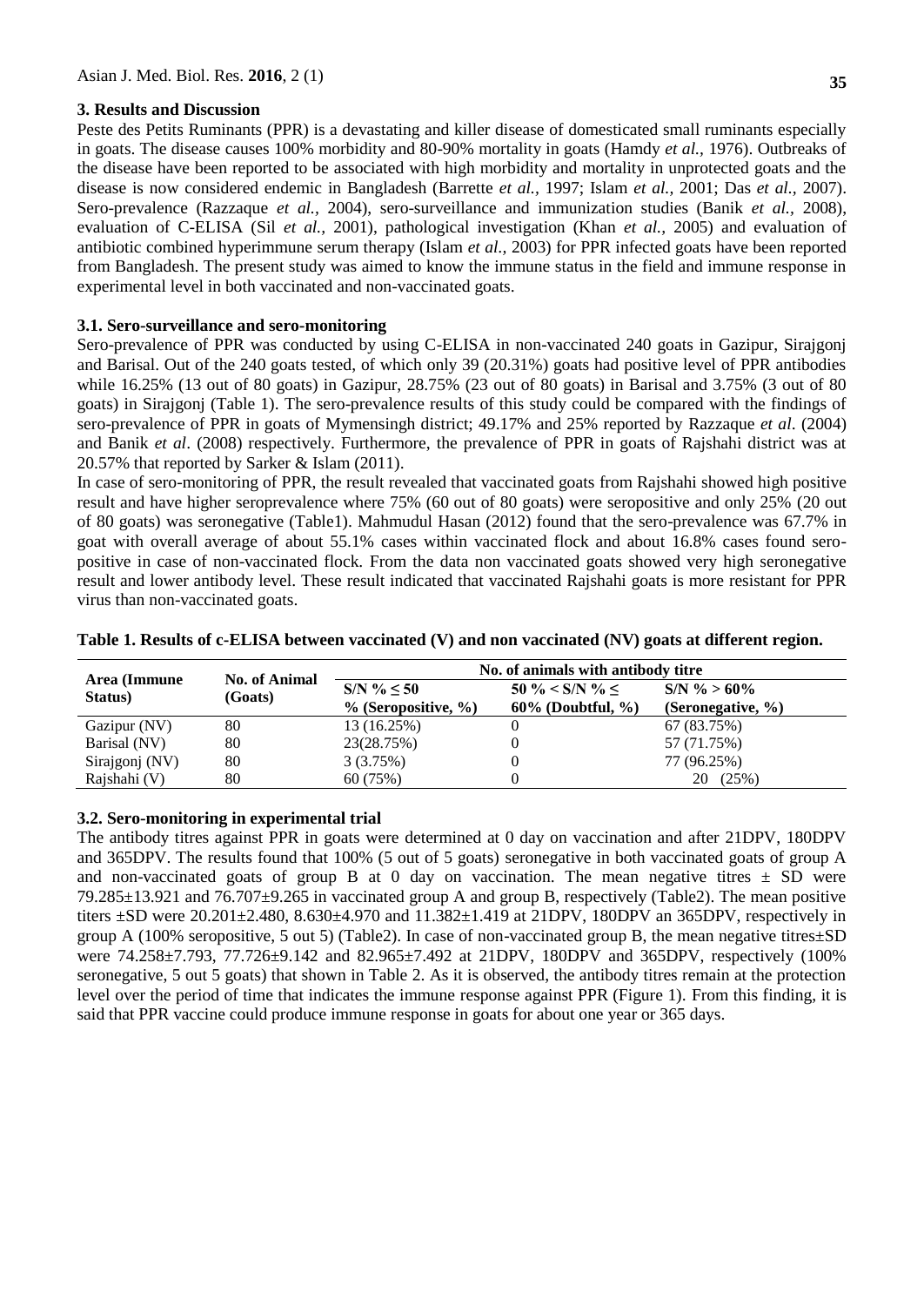## 3. Results and Discussion

Peste des Petits Ruminants (PPR) is a devastating and killer disease of domesticated small ruminants especially in goats. The disease causes 100% morbidity and 80-90% mortality in goats (Hamdy *et al.,* 1976). Outbreaks of the disease have been reported to be associated with high morbidity and mortality in unprotected goats and the disease is now considered endemic in Bangladesh (Barrette *et al.,* 1997; Islam *et al.,* 2001; Das *et al.,* 2007). Sero-prevalence (Razzaque *et al.,* 2004), sero-surveillance and immunization studies (Banik *et al.,* 2008), evaluation of C-ELISA (Sil *et al.,* 2001), pathological investigation (Khan *et al.,* 2005) and evaluation of antibiotic combined hyperimmune serum therapy (Islam *et al.,* 2003) for PPR infected goats have been reported from Bangladesh. The present study was aimed to know the immune status in the field and immune response in experimental level in both vaccinated and non-vaccinated goats.

### 3.1. Sero-surveillance and sero-monitoring

Sero-prevalence of PPR was conducted by using C-ELISA in non-vaccinated 240 goats in Gazipur, Sirajgonj and Barisal. Out of the 240 goats tested, of which only 39 (20.31%) goats had positive level of PPR antibodies while 16.25% (13 out of 80 goats) in Gazipur, 28.75% (23 out of 80 goats) in Barisal and 3.75% (3 out of 80 goats) in Sirajgonj (Table 1). The sero-prevalence results of this study could be compared with the findings of sero-prevalence of PPR in goats of Mymensingh district; 49.17% and 25% reported by Razzaque *et al*. (2004) and Banik *et al*. (2008) respectively. Furthermore, the prevalence of PPR in goats of Rajshahi district was at 20.57% that reported by Sarker & Islam (2011).

In case of sero-monitoring of PPR, the result revealed that vaccinated goats from Rajshahi showed high positive result and have higher seroprevalence where 75% (60 out of 80 goats) were seropositive and only 25% (20 out of 80 goats) was seronegative (Table1). Mahmudul Hasan (2012) found that the sero-prevalence was 67.7% in goat with overall average of about 55.1% cases within vaccinated flock and about 16.8% cases found sero-positive in case of non-vaccinated flock. From the data non vaccinated goats showed very high seronegative result and lower antibody level. These result indicated that vaccinated Rajshahi goats is more resistant for PPR virus than non-vaccinated goats.

**Table 1. Results of c-ELISA between vaccinated (V) and non vaccinated (NV) goats at different region.**

| Area (Immune Status) | No. of Animal (Goats) | No. of animals with antibody titre | | |
|---|---|---|---|---|
| | | S/N % ≤ 50 % (Seropositive, %) | 50 % < S/N % ≤ 60% (Doubtful, %) | S/N % > 60% (Seronegative, %) |
| Gazipur (NV) | 80 | 13 (16.25%) | 0 | 67 (83.75%) |
| Barisal (NV) | 80 | 23(28.75%) | 0 | 57 (71.75%) |
| Sirajgonj (NV) | 80 | 3 (3.75%) | 0 | 77 (96.25%) |
| Rajshahi (V) | 80 | 60 (75%) | 0 | 20 (25%) |

### 3.2. Sero-monitoring in experimental trial

The antibody titres against PPR in goats were determined at 0 day on vaccination and after 21DPV, 180DPV and 365DPV. The results found that 100% (5 out of 5 goats) seronegative in both vaccinated goats of group A and non-vaccinated goats of group B at 0 day on vaccination. The mean negative titres ± SD were 79.285±13.921 and 76.707±9.265 in vaccinated group A and group B, respectively (Table2). The mean positive titers ±SD were 20.201±2.480, 8.630±4.970 and 11.382±1.419 at 21DPV, 180DPV an 365DPV, respectively in group A (100% seropositive, 5 out 5) (Table2). In case of non-vaccinated group B, the mean negative titres±SD were 74.258±7.793, 77.726±9.142 and 82.965±7.492 at 21DPV, 180DPV and 365DPV, respectively (100% seronegative, 5 out 5 goats) that shown in Table 2. As it is observed, the antibody titres remain at the protection level over the period of time that indicates the immune response against PPR (Figure 1). From this finding, it is said that PPR vaccine could produce immune response in goats for about one year or 365 days.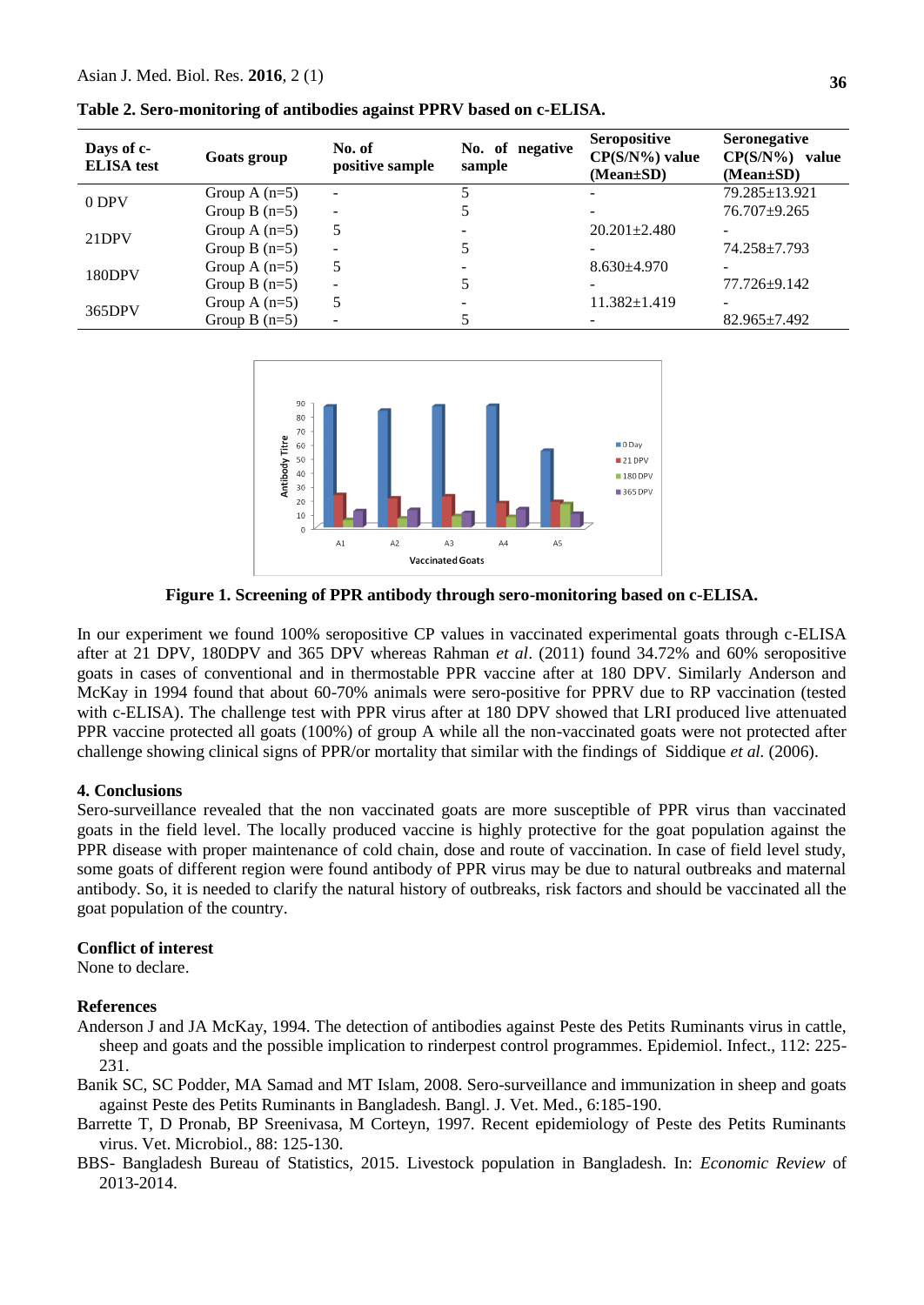**Table 2. Sero-monitoring of antibodies against PPRV based on c-ELISA.**

| Days of c-ELISA test | Goats group | No. of positive sample | No. of negative sample | Seropositive CP(S/N%) value (Mean±SD) | Seronegative CP(S/N%) value (Mean±SD) |
|---|---|---|---|---|---|
| 0 DPV | Group A (n=5) | - | 5 | - | 79.285±13.921 |
| | Group B (n=5) | - | 5 | - | 76.707±9.265 |
| 21DPV | Group A (n=5) | 5 | - | 20.201±2.480 | - |
| | Group B (n=5) | - | 5 | - | 74.258±7.793 |
| 180DPV | Group A (n=5) | 5 | - | 8.630±4.970 | - |
| | Group B (n=5) | - | 5 | - | 77.726±9.142 |
| 365DPV | Group A (n=5) | 5 | - | 11.382±1.419 | - |
| | Group B (n=5) | - | 5 | - | 82.965±7.492 |

**Figure 1. Screening of PPR antibody through sero-monitoring based on c-ELISA.**

In our experiment we found 100% seropositive CP values in vaccinated experimental goats through c-ELISA after at 21 DPV, 180DPV and 365 DPV whereas Rahman *et al*. (2011) found 34.72% and 60% seropositive goats in cases of conventional and in thermostable PPR vaccine after at 180 DPV. Similarly Anderson and McKay in 1994 found that about 60-70% animals were sero-positive for PPRV due to RP vaccination (tested with c-ELISA). The challenge test with PPR virus after at 180 DPV showed that LRI produced live attenuated PPR vaccine protected all goats (100%) of group A while all the non-vaccinated goats were not protected after challenge showing clinical signs of PPR/or mortality that similar with the findings of Siddique *et al.* (2006).

## 4. Conclusions

Sero-surveillance revealed that the non vaccinated goats are more susceptible of PPR virus than vaccinated goats in the field level. The locally produced vaccine is highly protective for the goat population against the PPR disease with proper maintenance of cold chain, dose and route of vaccination. In case of field level study, some goats of different region were found antibody of PPR virus may be due to natural outbreaks and maternal antibody. So, it is needed to clarify the natural history of outbreaks, risk factors and should be vaccinated all the goat population of the country.

## Conflict of interest

None to declare.

## References

Anderson J and JA McKay, 1994. The detection of antibodies against Peste des Petits Ruminants virus in cattle, sheep and goats and the possible implication to rinderpest control programmes. Epidemiol. Infect., 112: 225-231.

Banik SC, SC Podder, MA Samad and MT Islam, 2008. Sero-surveillance and immunization in sheep and goats against Peste des Petits Ruminants in Bangladesh. Bangl. J. Vet. Med., 6:185-190.

Barrette T, D Pronab, BP Sreenivasa, M Corteyn, 1997. Recent epidemiology of Peste des Petits Ruminants virus. Vet. Microbiol., 88: 125-130.

BBS- Bangladesh Bureau of Statistics, 2015. Livestock population in Bangladesh. In: *Economic Review* of 2013-2014.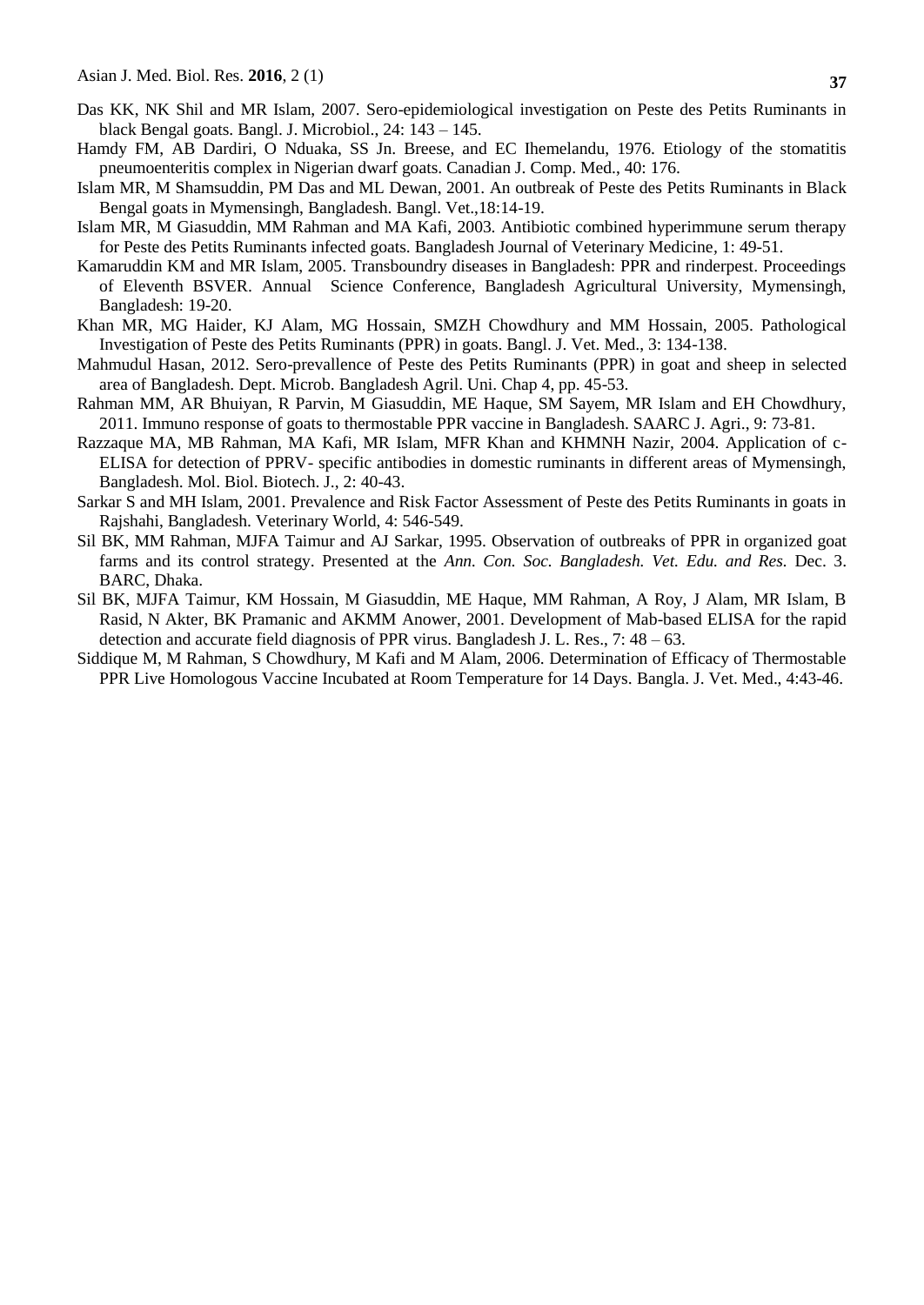Das KK, NK Shil and MR Islam, 2007. Sero-epidemiological investigation on Peste des Petits Ruminants in black Bengal goats. Bangl. J. Microbiol., 24: 143 – 145.

Hamdy FM, AB Dardiri, O Nduaka, SS Jn. Breese, and EC Ihemelandu, 1976. Etiology of the stomatitis pneumoenteritis complex in Nigerian dwarf goats. Canadian J. Comp. Med., 40: 176.

Islam MR, M Shamsuddin, PM Das and ML Dewan, 2001. An outbreak of Peste des Petits Ruminants in Black Bengal goats in Mymensingh, Bangladesh. Bangl. Vet.,18:14-19.

Islam MR, M Giasuddin, MM Rahman and MA Kafi, 2003. Antibiotic combined hyperimmune serum therapy for Peste des Petits Ruminants infected goats. Bangladesh Journal of Veterinary Medicine, 1: 49-51.

Kamaruddin KM and MR Islam, 2005. Transboundry diseases in Bangladesh: PPR and rinderpest. Proceedings of Eleventh BSVER. Annual Science Conference, Bangladesh Agricultural University, Mymensingh, Bangladesh: 19-20.

Khan MR, MG Haider, KJ Alam, MG Hossain, SMZH Chowdhury and MM Hossain, 2005. Pathological Investigation of Peste des Petits Ruminants (PPR) in goats. Bangl. J. Vet. Med., 3: 134-138.

Mahmudul Hasan, 2012. Sero-prevallence of Peste des Petits Ruminants (PPR) in goat and sheep in selected area of Bangladesh. Dept. Microb. Bangladesh Agril. Uni. Chap 4, pp. 45-53.

Rahman MM, AR Bhuiyan, R Parvin, M Giasuddin, ME Haque, SM Sayem, MR Islam and EH Chowdhury, 2011. Immuno response of goats to thermostable PPR vaccine in Bangladesh. SAARC J. Agri., 9: 73-81.

Razzaque MA, MB Rahman, MA Kafi, MR Islam, MFR Khan and KHMNH Nazir, 2004. Application of c-ELISA for detection of PPRV- specific antibodies in domestic ruminants in different areas of Mymensingh, Bangladesh. Mol. Biol. Biotech. J., 2: 40-43.

Sarkar S and MH Islam, 2001. Prevalence and Risk Factor Assessment of Peste des Petits Ruminants in goats in Rajshahi, Bangladesh. Veterinary World, 4: 546-549.

Sil BK, MM Rahman, MJFA Taimur and AJ Sarkar, 1995. Observation of outbreaks of PPR in organized goat farms and its control strategy. Presented at the *Ann. Con. Soc. Bangladesh. Vet. Edu. and Res.* Dec. 3. BARC, Dhaka.

Sil BK, MJFA Taimur, KM Hossain, M Giasuddin, ME Haque, MM Rahman, A Roy, J Alam, MR Islam, B Rasid, N Akter, BK Pramanic and AKMM Anower, 2001. Development of Mab-based ELISA for the rapid detection and accurate field diagnosis of PPR virus. Bangladesh J. L. Res., 7: 48 – 63.

Siddique M, M Rahman, S Chowdhury, M Kafi and M Alam, 2006. Determination of Efficacy of Thermostable PPR Live Homologous Vaccine Incubated at Room Temperature for 14 Days. Bangla. J. Vet. Med., 4:43-46.